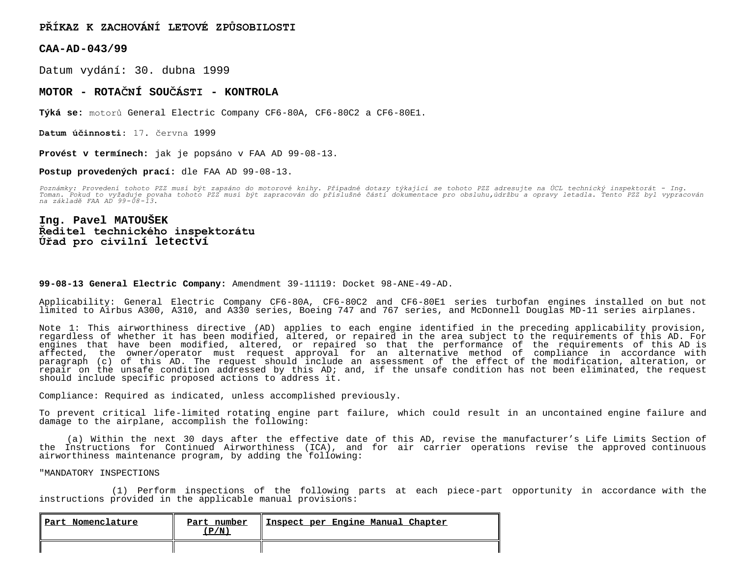**PŘÍKAZ K ZACHOVÁNÍ LETOVÉ ZPŮSOBILOSTI**

**CAA-AD-043/99**

Datum vydání: 30. dubna 1999

**MOTOR - ROTAČNÍ SOUČÁSTI - KONTROLA**

**Týká se:** motorů General Electric Company CF6-80A, CF6-80C2 a CF6-80E1.

**Datum účinnosti:** 17. června 1999

**Provést v termínech:** jak je popsáno v FAA AD 99-08-13.

**Postup provedených prací:** dle FAA AD 99-08-13.

*Poznámky: Provedení tohoto PZZ musí být zapsáno do motorové knihy. Případné dotazy týkající se tohoto PZZ adresujte na ÚCL technický inspektorát - Ing. Toman. Pokud to vyžaduje povaha tohoto PZZ musí být zapracován do příslušné části dokumentace pro obsluhu,údržbu a opravy letadla. Tento PZZ byl vypracován na základě FAA AD 99-08-13.*

**Ing. Pavel MATOUŠEK**
**Ředitel technického inspektorátu**
**Úřad pro civilní letectví**

**99-08-13 General Electric Company:** Amendment 39-11119: Docket 98-ANE-49-AD.

Applicability: General Electric Company CF6-80A, CF6-80C2 and CF6-80E1 series turbofan engines installed on but not limited to Airbus A300, A310, and A330 series, Boeing 747 and 767 series, and McDonnell Douglas MD-11 series airplanes.

Note 1: This airworthiness directive (AD) applies to each engine identified in the preceding applicability provision, regardless of whether it has been modified, altered, or repaired in the area subject to the requirements of this AD. For engines that have been modified, altered, or repaired so that the performance of the requirements of this AD is affected, the owner/operator must request approval for an alternative method of compliance in accordance with paragraph (c) of this AD. The request should include an assessment of the effect of the modification, alteration, or repair on the unsafe condition addressed by this AD; and, if the unsafe condition has not been eliminated, the request should include specific proposed actions to address it.

Compliance: Required as indicated, unless accomplished previously.

To prevent critical life-limited rotating engine part failure, which could result in an uncontained engine failure and damage to the airplane, accomplish the following:

(a) Within the next 30 days after the effective date of this AD, revise the manufacturer’s Life Limits Section of the Instructions for Continued Airworthiness (ICA), and for air carrier operations revise the approved continuous airworthiness maintenance program, by adding the following:

"MANDATORY INSPECTIONS

(1) Perform inspections of the following parts at each piece-part opportunity in accordance with the instructions provided in the applicable manual provisions:

| Part Nomenclature | Part number (P/N) | Inspect per Engine Manual Chapter |
|---|---|---|
| | | |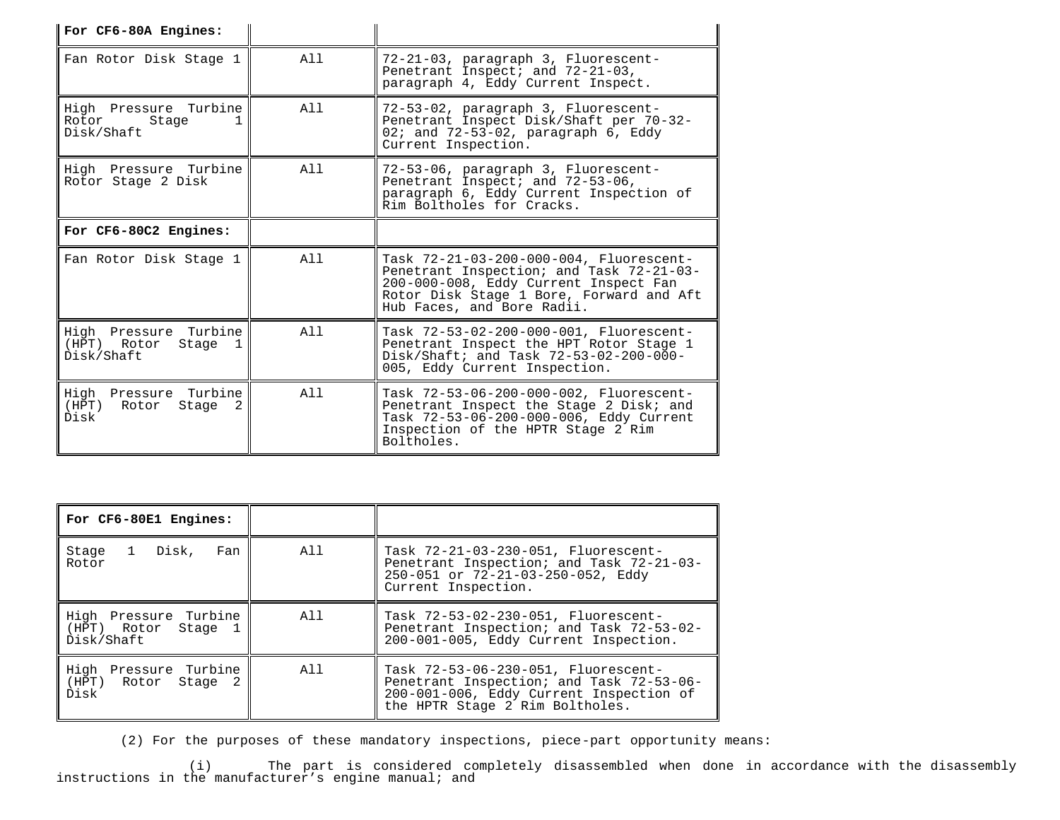| For CF6-80A Engines: | | |
|---|---|---|
| Fan Rotor Disk Stage 1 | All | 72-21-03, paragraph 3, Fluorescent-Penetrant Inspect; and 72-21-03, paragraph 4, Eddy Current Inspect. |
| High Pressure Turbine Rotor Stage 1 Disk/Shaft | All | 72-53-02, paragraph 3, Fluorescent-Penetrant Inspect Disk/Shaft per 70-32-02; and 72-53-02, paragraph 6, Eddy Current Inspection. |
| High Pressure Turbine Rotor Stage 2 Disk | All | 72-53-06, paragraph 3, Fluorescent-Penetrant Inspect; and 72-53-06, paragraph 6, Eddy Current Inspection of Rim Boltholes for Cracks. |
| **For CF6-80C2 Engines:** | | |
| Fan Rotor Disk Stage 1 | All | Task 72-21-03-200-000-004, Fluorescent-Penetrant Inspection; and Task 72-21-03-200-000-008, Eddy Current Inspect Fan Rotor Disk Stage 1 Bore, Forward and Aft Hub Faces, and Bore Radii. |
| High Pressure Turbine (HPT) Rotor Stage 1 Disk/Shaft | All | Task 72-53-02-200-000-001, Fluorescent-Penetrant Inspect the HPT Rotor Stage 1 Disk/Shaft; and Task 72-53-02-200-000-005, Eddy Current Inspection. |
| High Pressure Turbine (HPT) Rotor Stage 2 Disk | All | Task 72-53-06-200-000-002, Fluorescent-Penetrant Inspect the Stage 2 Disk; and Task 72-53-06-200-000-006, Eddy Current Inspection of the HPTR Stage 2 Rim Boltholes. |

| For CF6-80E1 Engines: | | |
|---|---|---|
| Stage 1 Disk, Fan Rotor | All | Task 72-21-03-230-051, Fluorescent-Penetrant Inspection; and Task 72-21-03-250-051 or 72-21-03-250-052, Eddy Current Inspection. |
| High Pressure Turbine (HPT) Rotor Stage 1 Disk/Shaft | All | Task 72-53-02-230-051, Fluorescent-Penetrant Inspection; and Task 72-53-02-200-001-005, Eddy Current Inspection. |
| High Pressure Turbine (HPT) Rotor Stage 2 Disk | All | Task 72-53-06-230-051, Fluorescent-Penetrant Inspection; and Task 72-53-06-200-001-006, Eddy Current Inspection of the HPTR Stage 2 Rim Boltholes. |

(2) For the purposes of these mandatory inspections, piece-part opportunity means:

(i) The part is considered completely disassembled when done in accordance with the disassembly instructions in the manufacturer's engine manual; and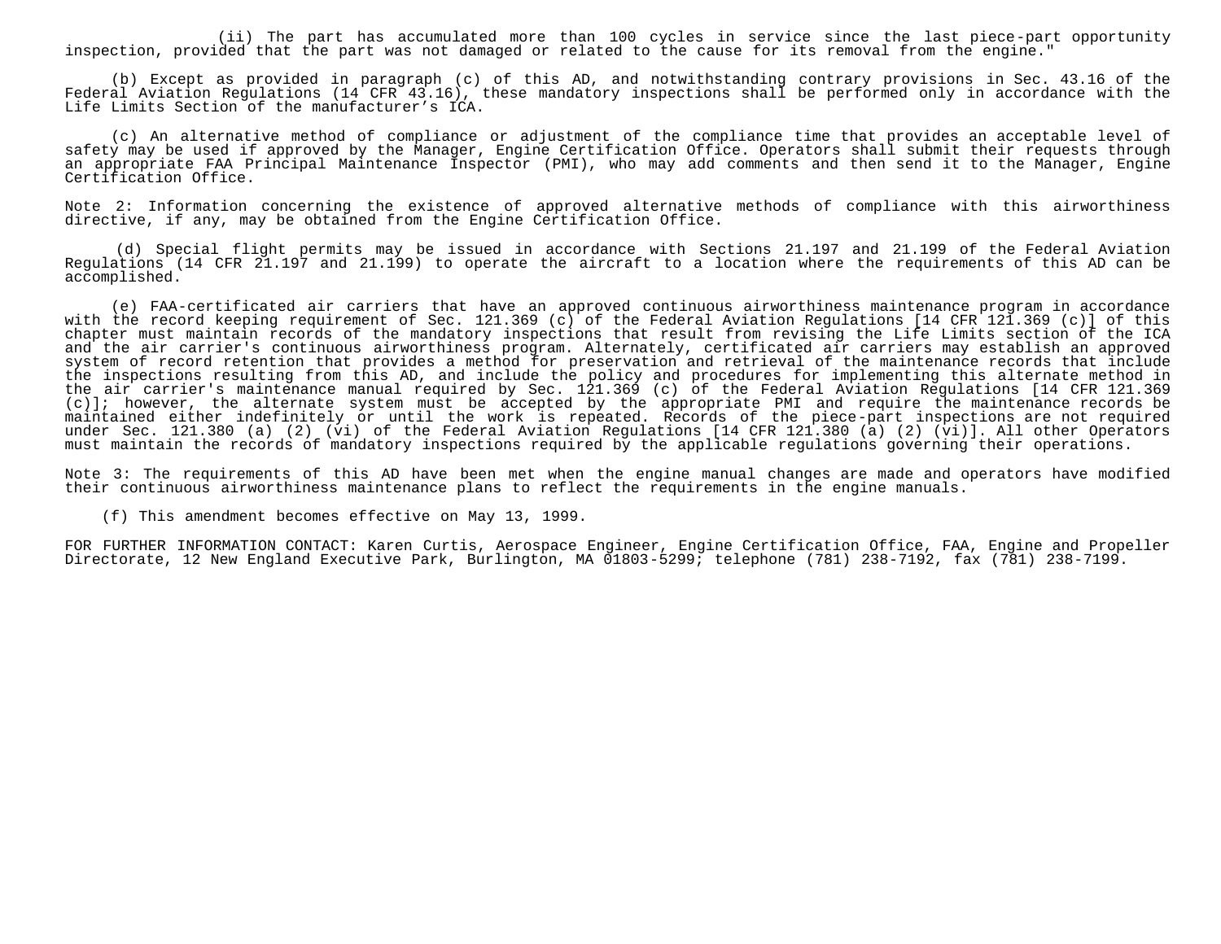(ii) The part has accumulated more than 100 cycles in service since the last piece-part opportunity inspection, provided that the part was not damaged or related to the cause for its removal from the engine."

(b) Except as provided in paragraph (c) of this AD, and notwithstanding contrary provisions in Sec. 43.16 of the Federal Aviation Regulations (14 CFR 43.16), these mandatory inspections shall be performed only in accordance with the Life Limits Section of the manufacturer's ICA.

(c) An alternative method of compliance or adjustment of the compliance time that provides an acceptable level of safety may be used if approved by the Manager, Engine Certification Office. Operators shall submit their requests through an appropriate FAA Principal Maintenance Inspector (PMI), who may add comments and then send it to the Manager, Engine Certification Office.

Note 2: Information concerning the existence of approved alternative methods of compliance with this airworthiness directive, if any, may be obtained from the Engine Certification Office.

(d) Special flight permits may be issued in accordance with Sections 21.197 and 21.199 of the Federal Aviation Regulations (14 CFR 21.197 and 21.199) to operate the aircraft to a location where the requirements of this AD can be accomplished.

(e) FAA-certificated air carriers that have an approved continuous airworthiness maintenance program in accordance with the record keeping requirement of Sec. 121.369 (c) of the Federal Aviation Regulations [14 CFR 121.369 (c)] of this chapter must maintain records of the mandatory inspections that result from revising the Life Limits section of the ICA and the air carrier's continuous airworthiness program. Alternately, certificated air carriers may establish an approved system of record retention that provides a method for preservation and retrieval of the maintenance records that include the inspections resulting from this AD, and include the policy and procedures for implementing this alternate method in the air carrier's maintenance manual required by Sec. 121.369 (c) of the Federal Aviation Regulations [14 CFR 121.369 (c)]; however, the alternate system must be accepted by the appropriate PMI and require the maintenance records be maintained either indefinitely or until the work is repeated. Records of the piece-part inspections are not required under Sec. 121.380 (a) (2) (vi) of the Federal Aviation Regulations [14 CFR 121.380 (a) (2) (vi)]. All other Operators must maintain the records of mandatory inspections required by the applicable regulations governing their operations.

Note 3: The requirements of this AD have been met when the engine manual changes are made and operators have modified their continuous airworthiness maintenance plans to reflect the requirements in the engine manuals.

(f) This amendment becomes effective on May 13, 1999.

FOR FURTHER INFORMATION CONTACT: Karen Curtis, Aerospace Engineer, Engine Certification Office, FAA, Engine and Propeller Directorate, 12 New England Executive Park, Burlington, MA 01803-5299; telephone (781) 238-7192, fax (781) 238-7199.